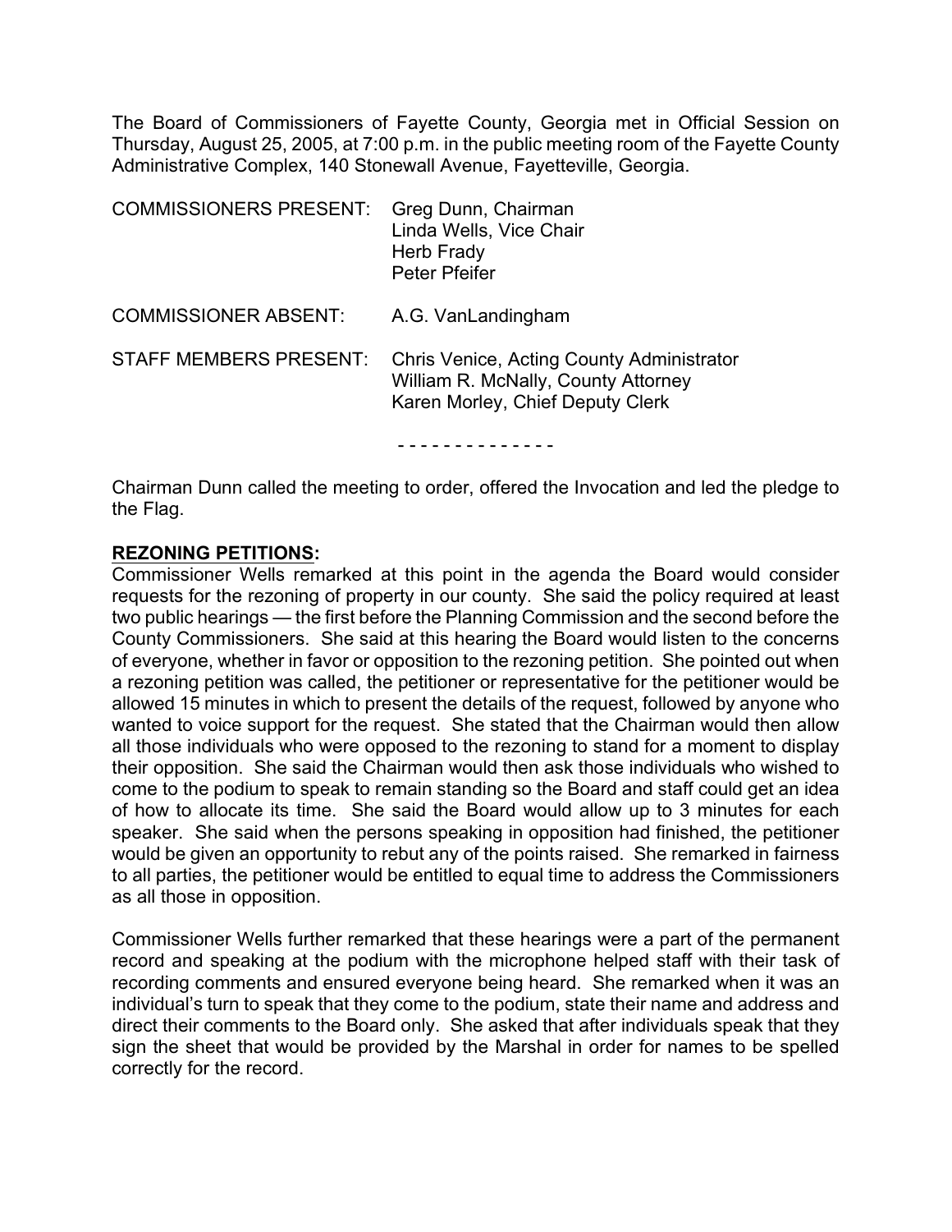The Board of Commissioners of Fayette County, Georgia met in Official Session on Thursday, August 25, 2005, at 7:00 p.m. in the public meeting room of the Fayette County Administrative Complex, 140 Stonewall Avenue, Fayetteville, Georgia.

| | |
|---|---|
| COMMISSIONERS PRESENT: | Greg Dunn, Chairman<br>Linda Wells, Vice Chair<br>Herb Frady<br>Peter Pfeifer |
| COMMISSIONER ABSENT: | A.G. VanLandingham |
| STAFF MEMBERS PRESENT: | Chris Venice, Acting County Administrator<br>William R. McNally, County Attorney<br>Karen Morley, Chief Deputy Clerk |

\- - - - - - - - - - - - - -

Chairman Dunn called the meeting to order, offered the Invocation and led the pledge to the Flag.

**REZONING PETITIONS:**

Commissioner Wells remarked at this point in the agenda the Board would consider requests for the rezoning of property in our county. She said the policy required at least two public hearings — the first before the Planning Commission and the second before the County Commissioners. She said at this hearing the Board would listen to the concerns of everyone, whether in favor or opposition to the rezoning petition. She pointed out when a rezoning petition was called, the petitioner or representative for the petitioner would be allowed 15 minutes in which to present the details of the request, followed by anyone who wanted to voice support for the request. She stated that the Chairman would then allow all those individuals who were opposed to the rezoning to stand for a moment to display their opposition. She said the Chairman would then ask those individuals who wished to come to the podium to speak to remain standing so the Board and staff could get an idea of how to allocate its time. She said the Board would allow up to 3 minutes for each speaker. She said when the persons speaking in opposition had finished, the petitioner would be given an opportunity to rebut any of the points raised. She remarked in fairness to all parties, the petitioner would be entitled to equal time to address the Commissioners as all those in opposition.

Commissioner Wells further remarked that these hearings were a part of the permanent record and speaking at the podium with the microphone helped staff with their task of recording comments and ensured everyone being heard. She remarked when it was an individual's turn to speak that they come to the podium, state their name and address and direct their comments to the Board only. She asked that after individuals speak that they sign the sheet that would be provided by the Marshal in order for names to be spelled correctly for the record.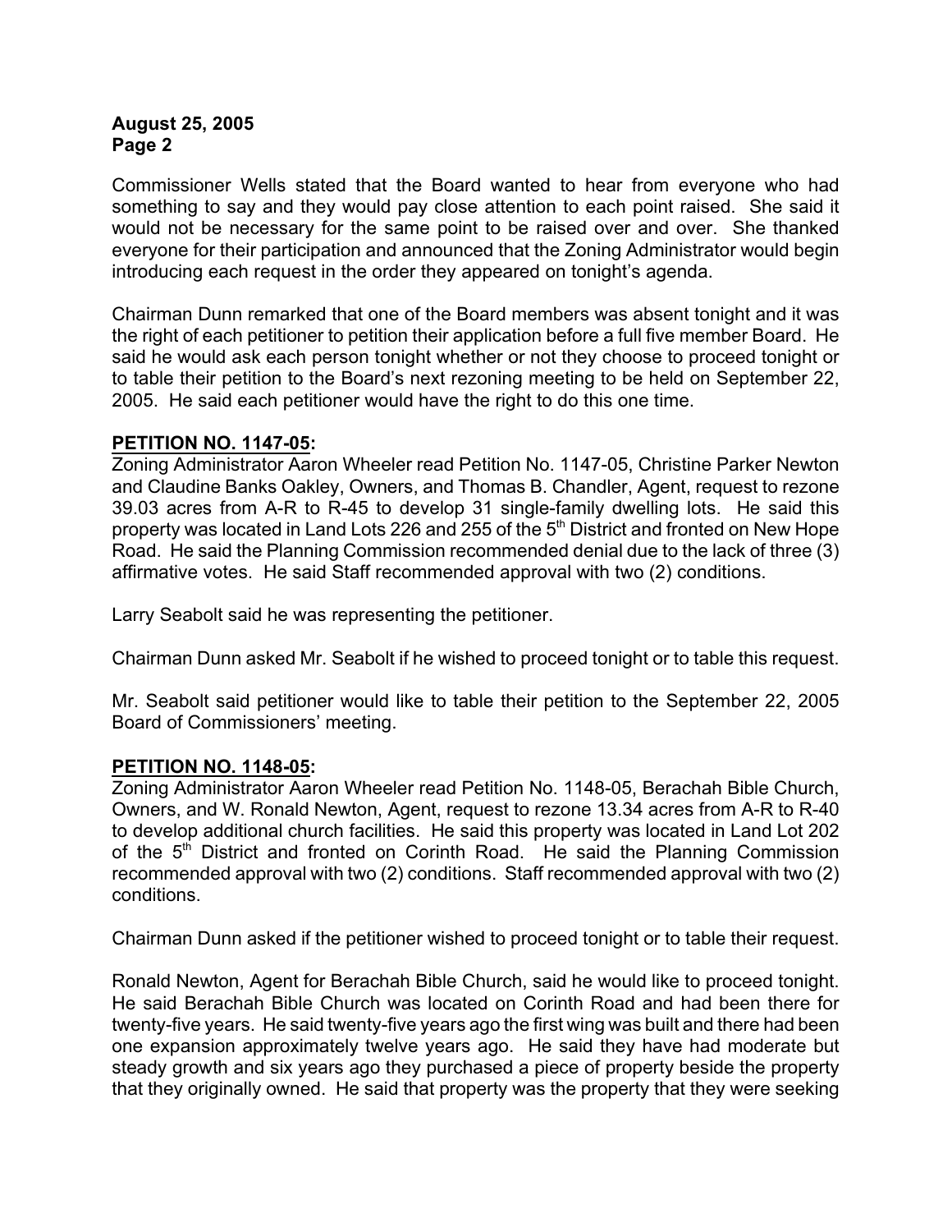Commissioner Wells stated that the Board wanted to hear from everyone who had something to say and they would pay close attention to each point raised. She said it would not be necessary for the same point to be raised over and over. She thanked everyone for their participation and announced that the Zoning Administrator would begin introducing each request in the order they appeared on tonight's agenda.

Chairman Dunn remarked that one of the Board members was absent tonight and it was the right of each petitioner to petition their application before a full five member Board. He said he would ask each person tonight whether or not they choose to proceed tonight or to table their petition to the Board's next rezoning meeting to be held on September 22, 2005. He said each petitioner would have the right to do this one time.

**PETITION NO. 1147-05:**

Zoning Administrator Aaron Wheeler read Petition No. 1147-05, Christine Parker Newton and Claudine Banks Oakley, Owners, and Thomas B. Chandler, Agent, request to rezone 39.03 acres from A-R to R-45 to develop 31 single-family dwelling lots. He said this property was located in Land Lots 226 and 255 of the 5th District and fronted on New Hope Road. He said the Planning Commission recommended denial due to the lack of three (3) affirmative votes. He said Staff recommended approval with two (2) conditions.

Larry Seabolt said he was representing the petitioner.

Chairman Dunn asked Mr. Seabolt if he wished to proceed tonight or to table this request.

Mr. Seabolt said petitioner would like to table their petition to the September 22, 2005 Board of Commissioners' meeting.

**PETITION NO. 1148-05:**

Zoning Administrator Aaron Wheeler read Petition No. 1148-05, Berachah Bible Church, Owners, and W. Ronald Newton, Agent, request to rezone 13.34 acres from A-R to R-40 to develop additional church facilities. He said this property was located in Land Lot 202 of the 5th District and fronted on Corinth Road. He said the Planning Commission recommended approval with two (2) conditions. Staff recommended approval with two (2) conditions.

Chairman Dunn asked if the petitioner wished to proceed tonight or to table their request.

Ronald Newton, Agent for Berachah Bible Church, said he would like to proceed tonight. He said Berachah Bible Church was located on Corinth Road and had been there for twenty-five years. He said twenty-five years ago the first wing was built and there had been one expansion approximately twelve years ago. He said they have had moderate but steady growth and six years ago they purchased a piece of property beside the property that they originally owned. He said that property was the property that they were seeking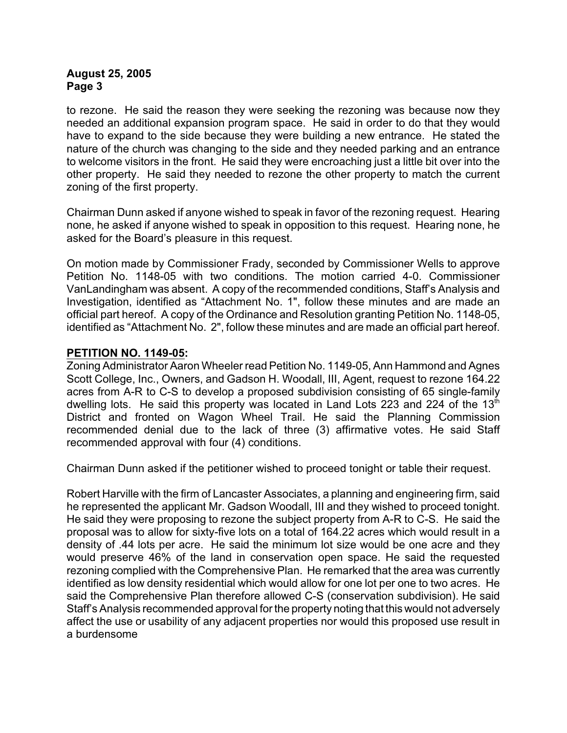to rezone. He said the reason they were seeking the rezoning was because now they needed an additional expansion program space. He said in order to do that they would have to expand to the side because they were building a new entrance. He stated the nature of the church was changing to the side and they needed parking and an entrance to welcome visitors in the front. He said they were encroaching just a little bit over into the other property. He said they needed to rezone the other property to match the current zoning of the first property.

Chairman Dunn asked if anyone wished to speak in favor of the rezoning request. Hearing none, he asked if anyone wished to speak in opposition to this request. Hearing none, he asked for the Board's pleasure in this request.

On motion made by Commissioner Frady, seconded by Commissioner Wells to approve Petition No. 1148-05 with two conditions. The motion carried 4-0. Commissioner VanLandingham was absent. A copy of the recommended conditions, Staff's Analysis and Investigation, identified as "Attachment No. 1", follow these minutes and are made an official part hereof. A copy of the Ordinance and Resolution granting Petition No. 1148-05, identified as "Attachment No. 2", follow these minutes and are made an official part hereof.

**PETITION NO. 1149-05:**

Zoning Administrator Aaron Wheeler read Petition No. 1149-05, Ann Hammond and Agnes Scott College, Inc., Owners, and Gadson H. Woodall, III, Agent, request to rezone 164.22 acres from A-R to C-S to develop a proposed subdivision consisting of 65 single-family dwelling lots. He said this property was located in Land Lots 223 and 224 of the 13th District and fronted on Wagon Wheel Trail. He said the Planning Commission recommended denial due to the lack of three (3) affirmative votes. He said Staff recommended approval with four (4) conditions.

Chairman Dunn asked if the petitioner wished to proceed tonight or table their request.

Robert Harville with the firm of Lancaster Associates, a planning and engineering firm, said he represented the applicant Mr. Gadson Woodall, III and they wished to proceed tonight. He said they were proposing to rezone the subject property from A-R to C-S. He said the proposal was to allow for sixty-five lots on a total of 164.22 acres which would result in a density of .44 lots per acre. He said the minimum lot size would be one acre and they would preserve 46% of the land in conservation open space. He said the requested rezoning complied with the Comprehensive Plan. He remarked that the area was currently identified as low density residential which would allow for one lot per one to two acres. He said the Comprehensive Plan therefore allowed C-S (conservation subdivision). He said Staff's Analysis recommended approval for the property noting that this would not adversely affect the use or usability of any adjacent properties nor would this proposed use result in a burdensome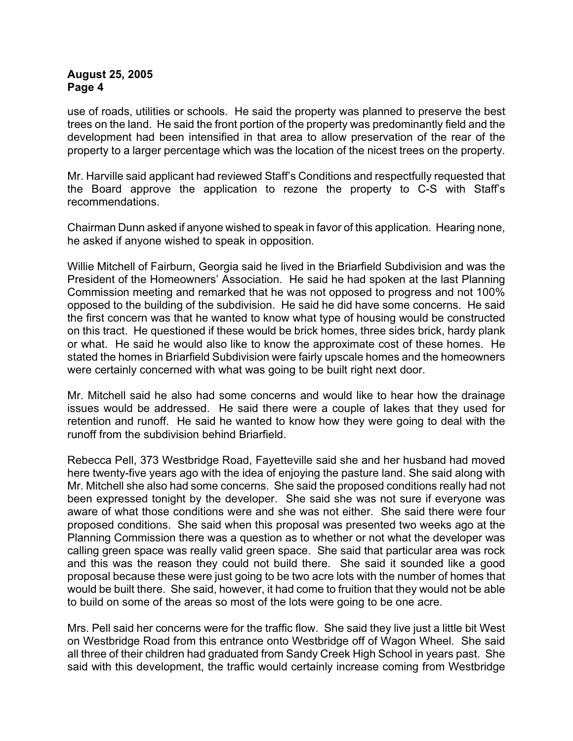use of roads, utilities or schools. He said the property was planned to preserve the best trees on the land. He said the front portion of the property was predominantly field and the development had been intensified in that area to allow preservation of the rear of the property to a larger percentage which was the location of the nicest trees on the property.

Mr. Harville said applicant had reviewed Staff's Conditions and respectfully requested that the Board approve the application to rezone the property to C-S with Staff's recommendations.

Chairman Dunn asked if anyone wished to speak in favor of this application. Hearing none, he asked if anyone wished to speak in opposition.

Willie Mitchell of Fairburn, Georgia said he lived in the Briarfield Subdivision and was the President of the Homeowners' Association. He said he had spoken at the last Planning Commission meeting and remarked that he was not opposed to progress and not 100% opposed to the building of the subdivision. He said he did have some concerns. He said the first concern was that he wanted to know what type of housing would be constructed on this tract. He questioned if these would be brick homes, three sides brick, hardy plank or what. He said he would also like to know the approximate cost of these homes. He stated the homes in Briarfield Subdivision were fairly upscale homes and the homeowners were certainly concerned with what was going to be built right next door.

Mr. Mitchell said he also had some concerns and would like to hear how the drainage issues would be addressed. He said there were a couple of lakes that they used for retention and runoff. He said he wanted to know how they were going to deal with the runoff from the subdivision behind Briarfield.

Rebecca Pell, 373 Westbridge Road, Fayetteville said she and her husband had moved here twenty-five years ago with the idea of enjoying the pasture land. She said along with Mr. Mitchell she also had some concerns. She said the proposed conditions really had not been expressed tonight by the developer. She said she was not sure if everyone was aware of what those conditions were and she was not either. She said there were four proposed conditions. She said when this proposal was presented two weeks ago at the Planning Commission there was a question as to whether or not what the developer was calling green space was really valid green space. She said that particular area was rock and this was the reason they could not build there. She said it sounded like a good proposal because these were just going to be two acre lots with the number of homes that would be built there. She said, however, it had come to fruition that they would not be able to build on some of the areas so most of the lots were going to be one acre.

Mrs. Pell said her concerns were for the traffic flow. She said they live just a little bit West on Westbridge Road from this entrance onto Westbridge off of Wagon Wheel. She said all three of their children had graduated from Sandy Creek High School in years past. She said with this development, the traffic would certainly increase coming from Westbridge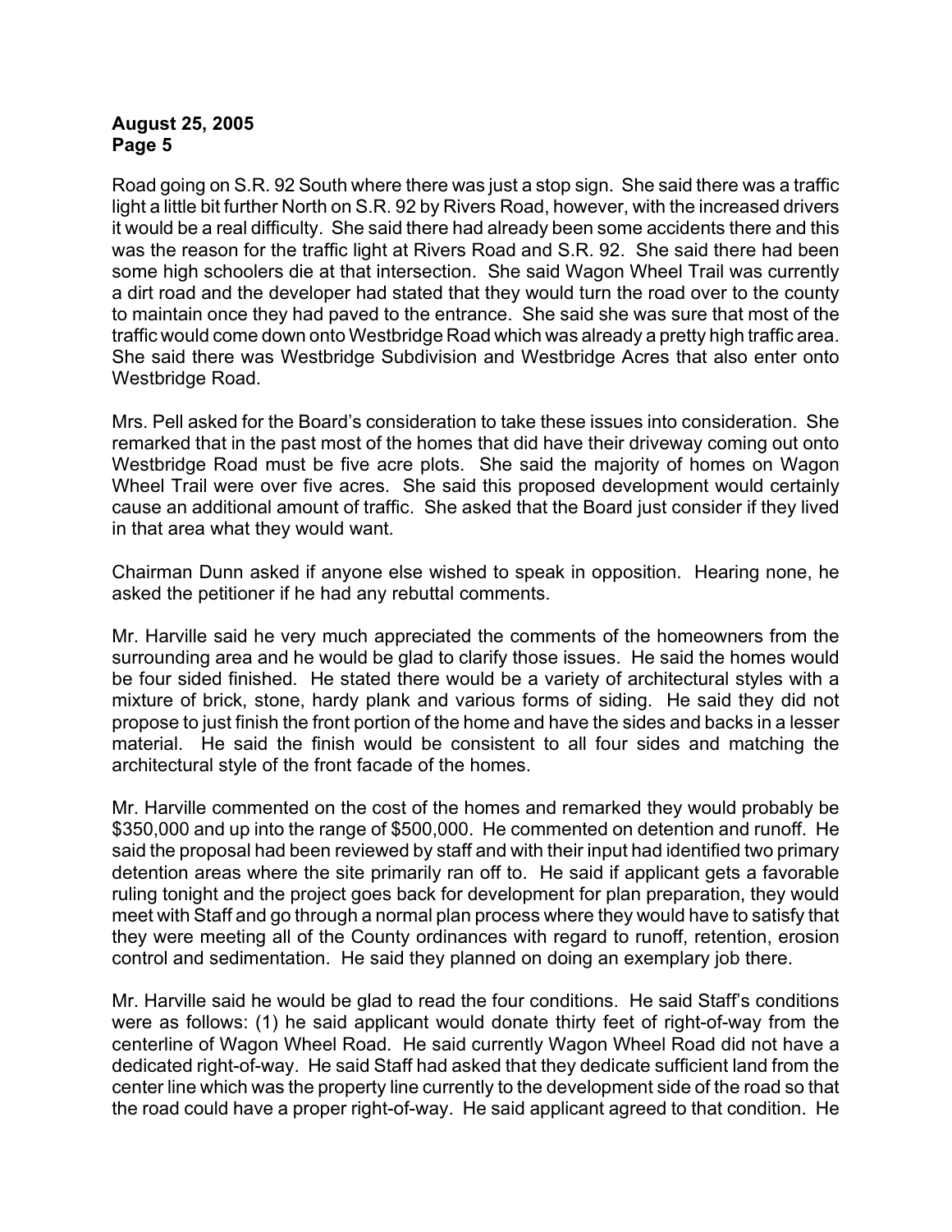Road going on S.R. 92 South where there was just a stop sign. She said there was a traffic light a little bit further North on S.R. 92 by Rivers Road, however, with the increased drivers it would be a real difficulty. She said there had already been some accidents there and this was the reason for the traffic light at Rivers Road and S.R. 92. She said there had been some high schoolers die at that intersection. She said Wagon Wheel Trail was currently a dirt road and the developer had stated that they would turn the road over to the county to maintain once they had paved to the entrance. She said she was sure that most of the traffic would come down onto Westbridge Road which was already a pretty high traffic area. She said there was Westbridge Subdivision and Westbridge Acres that also enter onto Westbridge Road.

Mrs. Pell asked for the Board's consideration to take these issues into consideration. She remarked that in the past most of the homes that did have their driveway coming out onto Westbridge Road must be five acre plots. She said the majority of homes on Wagon Wheel Trail were over five acres. She said this proposed development would certainly cause an additional amount of traffic. She asked that the Board just consider if they lived in that area what they would want.

Chairman Dunn asked if anyone else wished to speak in opposition. Hearing none, he asked the petitioner if he had any rebuttal comments.

Mr. Harville said he very much appreciated the comments of the homeowners from the surrounding area and he would be glad to clarify those issues. He said the homes would be four sided finished. He stated there would be a variety of architectural styles with a mixture of brick, stone, hardy plank and various forms of siding. He said they did not propose to just finish the front portion of the home and have the sides and backs in a lesser material. He said the finish would be consistent to all four sides and matching the architectural style of the front facade of the homes.

Mr. Harville commented on the cost of the homes and remarked they would probably be $350,000 and up into the range of $500,000. He commented on detention and runoff. He said the proposal had been reviewed by staff and with their input had identified two primary detention areas where the site primarily ran off to. He said if applicant gets a favorable ruling tonight and the project goes back for development for plan preparation, they would meet with Staff and go through a normal plan process where they would have to satisfy that they were meeting all of the County ordinances with regard to runoff, retention, erosion control and sedimentation. He said they planned on doing an exemplary job there.

Mr. Harville said he would be glad to read the four conditions. He said Staff's conditions were as follows: (1) he said applicant would donate thirty feet of right-of-way from the centerline of Wagon Wheel Road. He said currently Wagon Wheel Road did not have a dedicated right-of-way. He said Staff had asked that they dedicate sufficient land from the center line which was the property line currently to the development side of the road so that the road could have a proper right-of-way. He said applicant agreed to that condition. He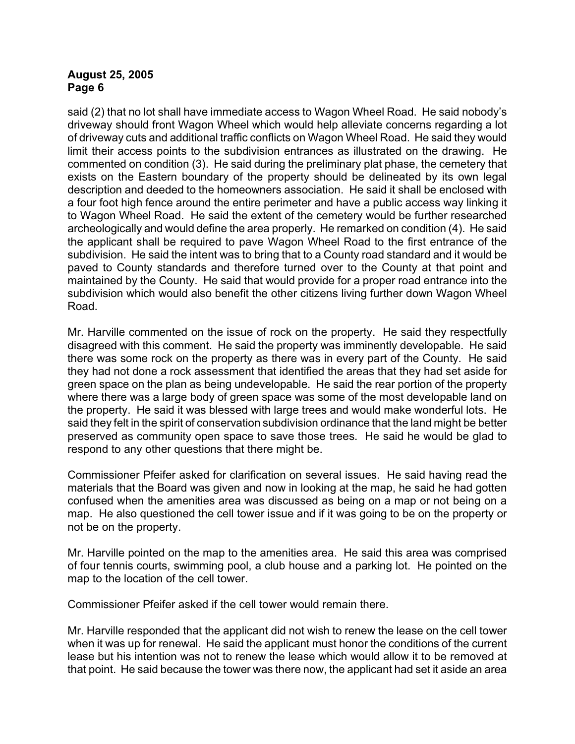said (2) that no lot shall have immediate access to Wagon Wheel Road. He said nobody's driveway should front Wagon Wheel which would help alleviate concerns regarding a lot of driveway cuts and additional traffic conflicts on Wagon Wheel Road. He said they would limit their access points to the subdivision entrances as illustrated on the drawing. He commented on condition (3). He said during the preliminary plat phase, the cemetery that exists on the Eastern boundary of the property should be delineated by its own legal description and deeded to the homeowners association. He said it shall be enclosed with a four foot high fence around the entire perimeter and have a public access way linking it to Wagon Wheel Road. He said the extent of the cemetery would be further researched archeologically and would define the area properly. He remarked on condition (4). He said the applicant shall be required to pave Wagon Wheel Road to the first entrance of the subdivision. He said the intent was to bring that to a County road standard and it would be paved to County standards and therefore turned over to the County at that point and maintained by the County. He said that would provide for a proper road entrance into the subdivision which would also benefit the other citizens living further down Wagon Wheel Road.

Mr. Harville commented on the issue of rock on the property. He said they respectfully disagreed with this comment. He said the property was imminently developable. He said there was some rock on the property as there was in every part of the County. He said they had not done a rock assessment that identified the areas that they had set aside for green space on the plan as being undevelopable. He said the rear portion of the property where there was a large body of green space was some of the most developable land on the property. He said it was blessed with large trees and would make wonderful lots. He said they felt in the spirit of conservation subdivision ordinance that the land might be better preserved as community open space to save those trees. He said he would be glad to respond to any other questions that there might be.

Commissioner Pfeifer asked for clarification on several issues. He said having read the materials that the Board was given and now in looking at the map, he said he had gotten confused when the amenities area was discussed as being on a map or not being on a map. He also questioned the cell tower issue and if it was going to be on the property or not be on the property.

Mr. Harville pointed on the map to the amenities area. He said this area was comprised of four tennis courts, swimming pool, a club house and a parking lot. He pointed on the map to the location of the cell tower.

Commissioner Pfeifer asked if the cell tower would remain there.

Mr. Harville responded that the applicant did not wish to renew the lease on the cell tower when it was up for renewal. He said the applicant must honor the conditions of the current lease but his intention was not to renew the lease which would allow it to be removed at that point. He said because the tower was there now, the applicant had set it aside an area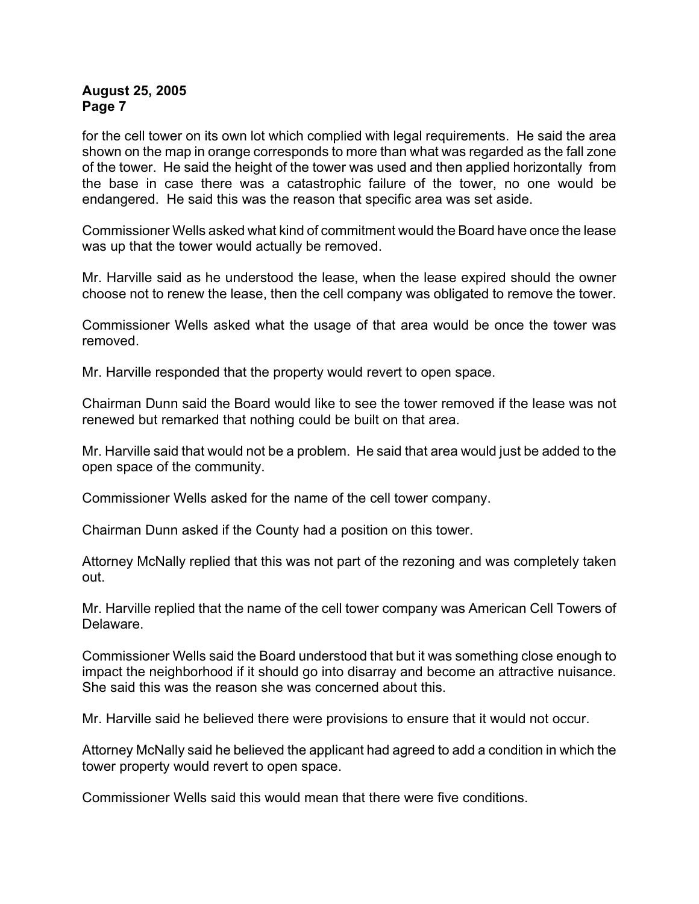for the cell tower on its own lot which complied with legal requirements. He said the area shown on the map in orange corresponds to more than what was regarded as the fall zone of the tower. He said the height of the tower was used and then applied horizontally from the base in case there was a catastrophic failure of the tower, no one would be endangered. He said this was the reason that specific area was set aside.

Commissioner Wells asked what kind of commitment would the Board have once the lease was up that the tower would actually be removed.

Mr. Harville said as he understood the lease, when the lease expired should the owner choose not to renew the lease, then the cell company was obligated to remove the tower.

Commissioner Wells asked what the usage of that area would be once the tower was removed.

Mr. Harville responded that the property would revert to open space.

Chairman Dunn said the Board would like to see the tower removed if the lease was not renewed but remarked that nothing could be built on that area.

Mr. Harville said that would not be a problem. He said that area would just be added to the open space of the community.

Commissioner Wells asked for the name of the cell tower company.

Chairman Dunn asked if the County had a position on this tower.

Attorney McNally replied that this was not part of the rezoning and was completely taken out.

Mr. Harville replied that the name of the cell tower company was American Cell Towers of Delaware.

Commissioner Wells said the Board understood that but it was something close enough to impact the neighborhood if it should go into disarray and become an attractive nuisance. She said this was the reason she was concerned about this.

Mr. Harville said he believed there were provisions to ensure that it would not occur.

Attorney McNally said he believed the applicant had agreed to add a condition in which the tower property would revert to open space.

Commissioner Wells said this would mean that there were five conditions.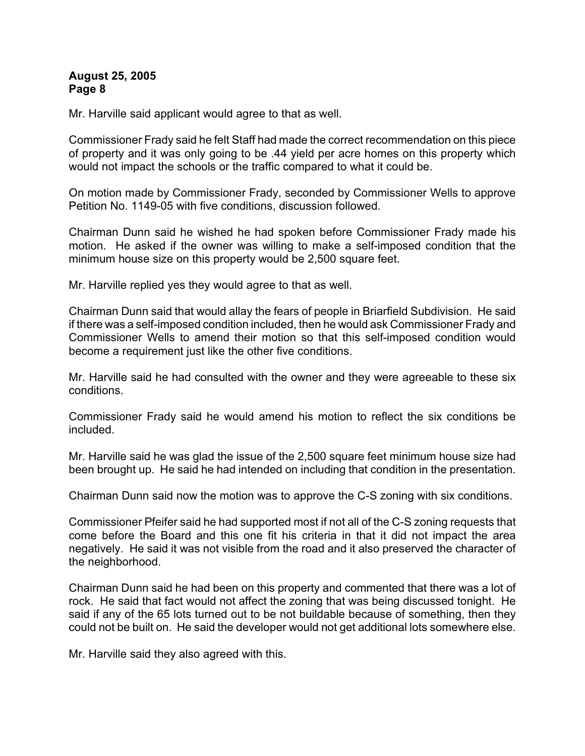Mr. Harville said applicant would agree to that as well.

Commissioner Frady said he felt Staff had made the correct recommendation on this piece of property and it was only going to be .44 yield per acre homes on this property which would not impact the schools or the traffic compared to what it could be.

On motion made by Commissioner Frady, seconded by Commissioner Wells to approve Petition No. 1149-05 with five conditions, discussion followed.

Chairman Dunn said he wished he had spoken before Commissioner Frady made his motion. He asked if the owner was willing to make a self-imposed condition that the minimum house size on this property would be 2,500 square feet.

Mr. Harville replied yes they would agree to that as well.

Chairman Dunn said that would allay the fears of people in Briarfield Subdivision. He said if there was a self-imposed condition included, then he would ask Commissioner Frady and Commissioner Wells to amend their motion so that this self-imposed condition would become a requirement just like the other five conditions.

Mr. Harville said he had consulted with the owner and they were agreeable to these six conditions.

Commissioner Frady said he would amend his motion to reflect the six conditions be included.

Mr. Harville said he was glad the issue of the 2,500 square feet minimum house size had been brought up. He said he had intended on including that condition in the presentation.

Chairman Dunn said now the motion was to approve the C-S zoning with six conditions.

Commissioner Pfeifer said he had supported most if not all of the C-S zoning requests that come before the Board and this one fit his criteria in that it did not impact the area negatively. He said it was not visible from the road and it also preserved the character of the neighborhood.

Chairman Dunn said he had been on this property and commented that there was a lot of rock. He said that fact would not affect the zoning that was being discussed tonight. He said if any of the 65 lots turned out to be not buildable because of something, then they could not be built on. He said the developer would not get additional lots somewhere else.

Mr. Harville said they also agreed with this.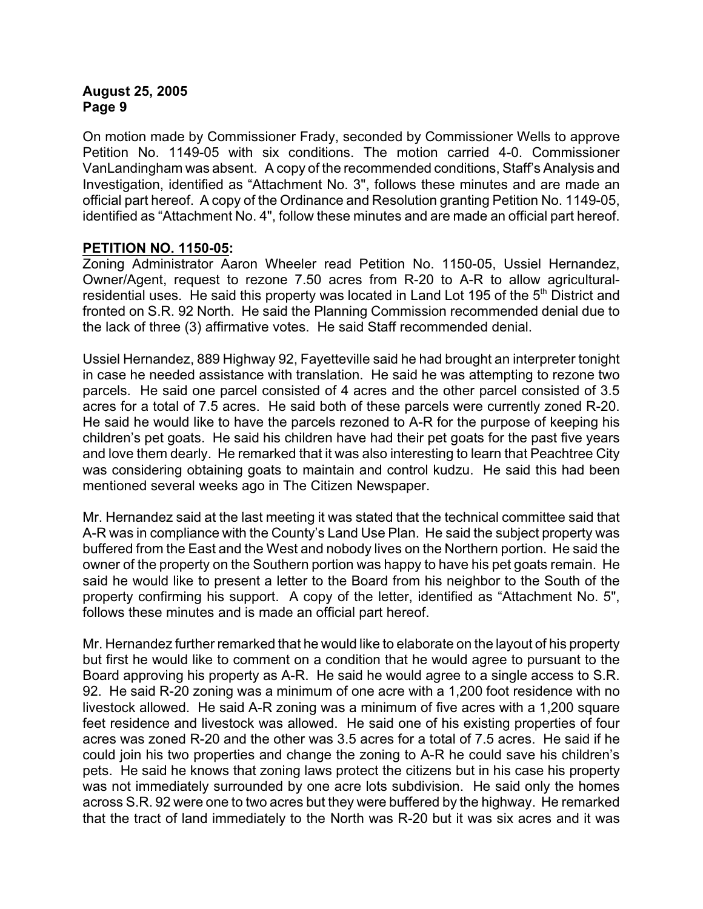On motion made by Commissioner Frady, seconded by Commissioner Wells to approve Petition No. 1149-05 with six conditions. The motion carried 4-0. Commissioner VanLandingham was absent. A copy of the recommended conditions, Staff's Analysis and Investigation, identified as "Attachment No. 3", follows these minutes and are made an official part hereof. A copy of the Ordinance and Resolution granting Petition No. 1149-05, identified as "Attachment No. 4", follow these minutes and are made an official part hereof.

**PETITION NO. 1150-05:**

Zoning Administrator Aaron Wheeler read Petition No. 1150-05, Ussiel Hernandez, Owner/Agent, request to rezone 7.50 acres from R-20 to A-R to allow agricultural-residential uses. He said this property was located in Land Lot 195 of the 5th District and fronted on S.R. 92 North. He said the Planning Commission recommended denial due to the lack of three (3) affirmative votes. He said Staff recommended denial.

Ussiel Hernandez, 889 Highway 92, Fayetteville said he had brought an interpreter tonight in case he needed assistance with translation. He said he was attempting to rezone two parcels. He said one parcel consisted of 4 acres and the other parcel consisted of 3.5 acres for a total of 7.5 acres. He said both of these parcels were currently zoned R-20. He said he would like to have the parcels rezoned to A-R for the purpose of keeping his children's pet goats. He said his children have had their pet goats for the past five years and love them dearly. He remarked that it was also interesting to learn that Peachtree City was considering obtaining goats to maintain and control kudzu. He said this had been mentioned several weeks ago in The Citizen Newspaper.

Mr. Hernandez said at the last meeting it was stated that the technical committee said that A-R was in compliance with the County's Land Use Plan. He said the subject property was buffered from the East and the West and nobody lives on the Northern portion. He said the owner of the property on the Southern portion was happy to have his pet goats remain. He said he would like to present a letter to the Board from his neighbor to the South of the property confirming his support. A copy of the letter, identified as "Attachment No. 5", follows these minutes and is made an official part hereof.

Mr. Hernandez further remarked that he would like to elaborate on the layout of his property but first he would like to comment on a condition that he would agree to pursuant to the Board approving his property as A-R. He said he would agree to a single access to S.R. 92. He said R-20 zoning was a minimum of one acre with a 1,200 foot residence with no livestock allowed. He said A-R zoning was a minimum of five acres with a 1,200 square feet residence and livestock was allowed. He said one of his existing properties of four acres was zoned R-20 and the other was 3.5 acres for a total of 7.5 acres. He said if he could join his two properties and change the zoning to A-R he could save his children's pets. He said he knows that zoning laws protect the citizens but in his case his property was not immediately surrounded by one acre lots subdivision. He said only the homes across S.R. 92 were one to two acres but they were buffered by the highway. He remarked that the tract of land immediately to the North was R-20 but it was six acres and it was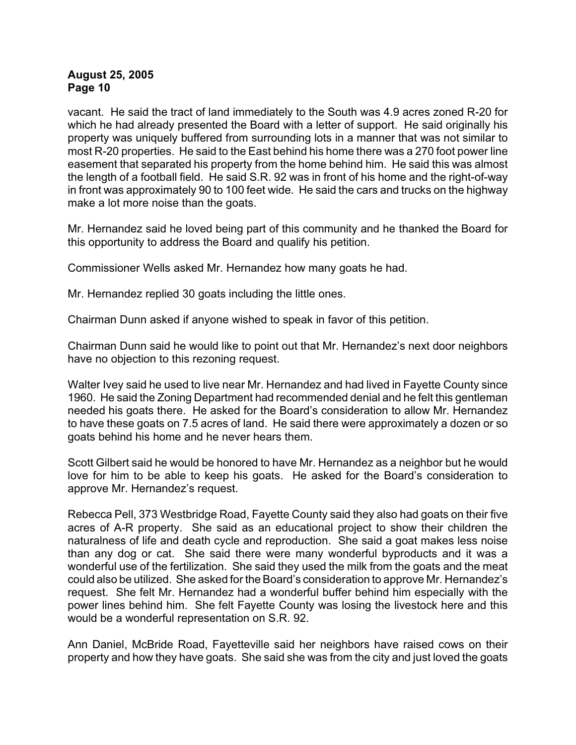vacant. He said the tract of land immediately to the South was 4.9 acres zoned R-20 for which he had already presented the Board with a letter of support. He said originally his property was uniquely buffered from surrounding lots in a manner that was not similar to most R-20 properties. He said to the East behind his home there was a 270 foot power line easement that separated his property from the home behind him. He said this was almost the length of a football field. He said S.R. 92 was in front of his home and the right-of-way in front was approximately 90 to 100 feet wide. He said the cars and trucks on the highway make a lot more noise than the goats.

Mr. Hernandez said he loved being part of this community and he thanked the Board for this opportunity to address the Board and qualify his petition.

Commissioner Wells asked Mr. Hernandez how many goats he had.

Mr. Hernandez replied 30 goats including the little ones.

Chairman Dunn asked if anyone wished to speak in favor of this petition.

Chairman Dunn said he would like to point out that Mr. Hernandez's next door neighbors have no objection to this rezoning request.

Walter Ivey said he used to live near Mr. Hernandez and had lived in Fayette County since 1960. He said the Zoning Department had recommended denial and he felt this gentleman needed his goats there. He asked for the Board's consideration to allow Mr. Hernandez to have these goats on 7.5 acres of land. He said there were approximately a dozen or so goats behind his home and he never hears them.

Scott Gilbert said he would be honored to have Mr. Hernandez as a neighbor but he would love for him to be able to keep his goats. He asked for the Board's consideration to approve Mr. Hernandez's request.

Rebecca Pell, 373 Westbridge Road, Fayette County said they also had goats on their five acres of A-R property. She said as an educational project to show their children the naturalness of life and death cycle and reproduction. She said a goat makes less noise than any dog or cat. She said there were many wonderful byproducts and it was a wonderful use of the fertilization. She said they used the milk from the goats and the meat could also be utilized. She asked for the Board's consideration to approve Mr. Hernandez's request. She felt Mr. Hernandez had a wonderful buffer behind him especially with the power lines behind him. She felt Fayette County was losing the livestock here and this would be a wonderful representation on S.R. 92.

Ann Daniel, McBride Road, Fayetteville said her neighbors have raised cows on their property and how they have goats. She said she was from the city and just loved the goats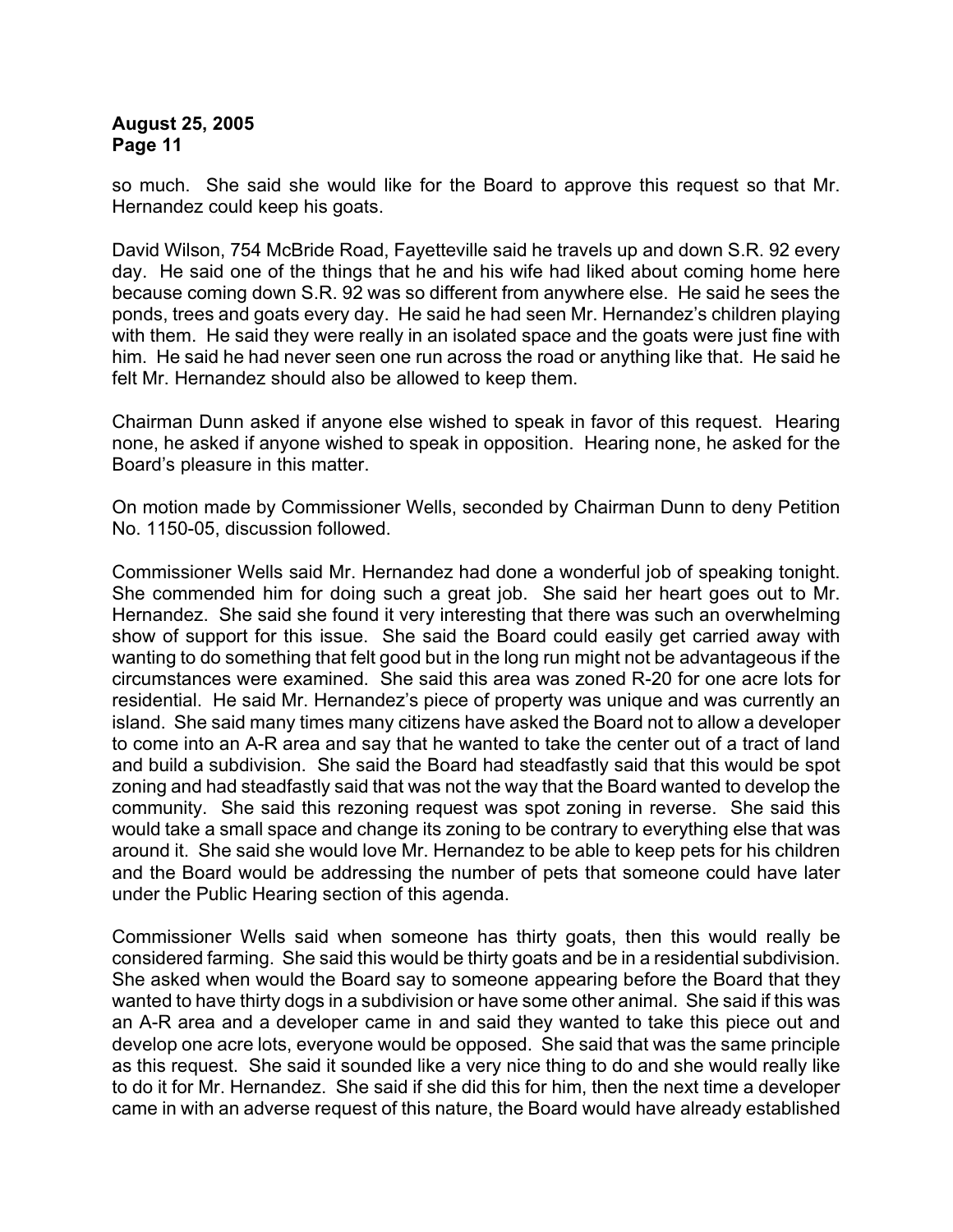so much. She said she would like for the Board to approve this request so that Mr. Hernandez could keep his goats.

David Wilson, 754 McBride Road, Fayetteville said he travels up and down S.R. 92 every day. He said one of the things that he and his wife had liked about coming home here because coming down S.R. 92 was so different from anywhere else. He said he sees the ponds, trees and goats every day. He said he had seen Mr. Hernandez's children playing with them. He said they were really in an isolated space and the goats were just fine with him. He said he had never seen one run across the road or anything like that. He said he felt Mr. Hernandez should also be allowed to keep them.

Chairman Dunn asked if anyone else wished to speak in favor of this request. Hearing none, he asked if anyone wished to speak in opposition. Hearing none, he asked for the Board's pleasure in this matter.

On motion made by Commissioner Wells, seconded by Chairman Dunn to deny Petition No. 1150-05, discussion followed.

Commissioner Wells said Mr. Hernandez had done a wonderful job of speaking tonight. She commended him for doing such a great job. She said her heart goes out to Mr. Hernandez. She said she found it very interesting that there was such an overwhelming show of support for this issue. She said the Board could easily get carried away with wanting to do something that felt good but in the long run might not be advantageous if the circumstances were examined. She said this area was zoned R-20 for one acre lots for residential. He said Mr. Hernandez's piece of property was unique and was currently an island. She said many times many citizens have asked the Board not to allow a developer to come into an A-R area and say that he wanted to take the center out of a tract of land and build a subdivision. She said the Board had steadfastly said that this would be spot zoning and had steadfastly said that was not the way that the Board wanted to develop the community. She said this rezoning request was spot zoning in reverse. She said this would take a small space and change its zoning to be contrary to everything else that was around it. She said she would love Mr. Hernandez to be able to keep pets for his children and the Board would be addressing the number of pets that someone could have later under the Public Hearing section of this agenda.

Commissioner Wells said when someone has thirty goats, then this would really be considered farming. She said this would be thirty goats and be in a residential subdivision. She asked when would the Board say to someone appearing before the Board that they wanted to have thirty dogs in a subdivision or have some other animal. She said if this was an A-R area and a developer came in and said they wanted to take this piece out and develop one acre lots, everyone would be opposed. She said that was the same principle as this request. She said it sounded like a very nice thing to do and she would really like to do it for Mr. Hernandez. She said if she did this for him, then the next time a developer came in with an adverse request of this nature, the Board would have already established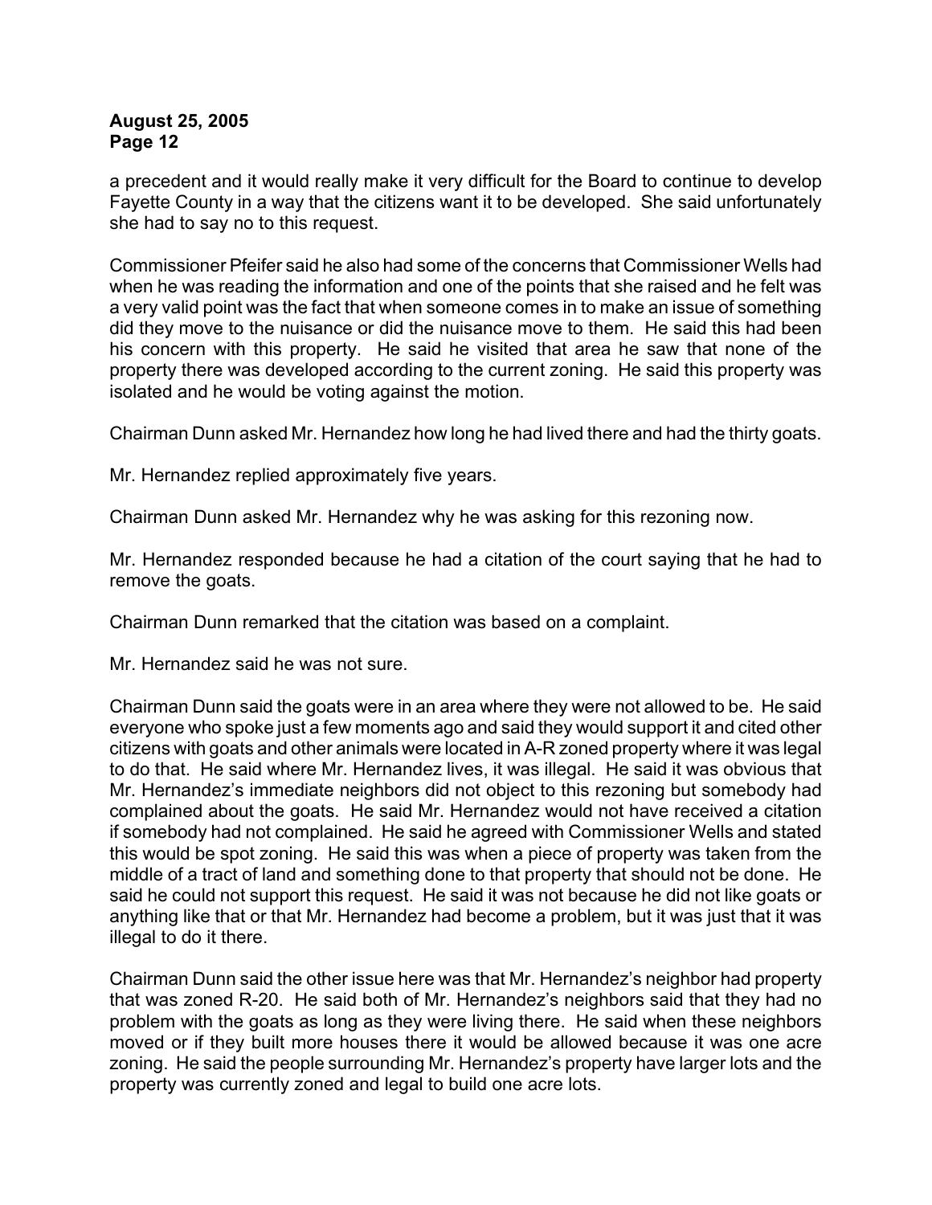a precedent and it would really make it very difficult for the Board to continue to develop Fayette County in a way that the citizens want it to be developed. She said unfortunately she had to say no to this request.

Commissioner Pfeifer said he also had some of the concerns that Commissioner Wells had when he was reading the information and one of the points that she raised and he felt was a very valid point was the fact that when someone comes in to make an issue of something did they move to the nuisance or did the nuisance move to them. He said this had been his concern with this property. He said he visited that area he saw that none of the property there was developed according to the current zoning. He said this property was isolated and he would be voting against the motion.

Chairman Dunn asked Mr. Hernandez how long he had lived there and had the thirty goats.

Mr. Hernandez replied approximately five years.

Chairman Dunn asked Mr. Hernandez why he was asking for this rezoning now.

Mr. Hernandez responded because he had a citation of the court saying that he had to remove the goats.

Chairman Dunn remarked that the citation was based on a complaint.

Mr. Hernandez said he was not sure.

Chairman Dunn said the goats were in an area where they were not allowed to be. He said everyone who spoke just a few moments ago and said they would support it and cited other citizens with goats and other animals were located in A-R zoned property where it was legal to do that. He said where Mr. Hernandez lives, it was illegal. He said it was obvious that Mr. Hernandez's immediate neighbors did not object to this rezoning but somebody had complained about the goats. He said Mr. Hernandez would not have received a citation if somebody had not complained. He said he agreed with Commissioner Wells and stated this would be spot zoning. He said this was when a piece of property was taken from the middle of a tract of land and something done to that property that should not be done. He said he could not support this request. He said it was not because he did not like goats or anything like that or that Mr. Hernandez had become a problem, but it was just that it was illegal to do it there.

Chairman Dunn said the other issue here was that Mr. Hernandez's neighbor had property that was zoned R-20. He said both of Mr. Hernandez's neighbors said that they had no problem with the goats as long as they were living there. He said when these neighbors moved or if they built more houses there it would be allowed because it was one acre zoning. He said the people surrounding Mr. Hernandez's property have larger lots and the property was currently zoned and legal to build one acre lots.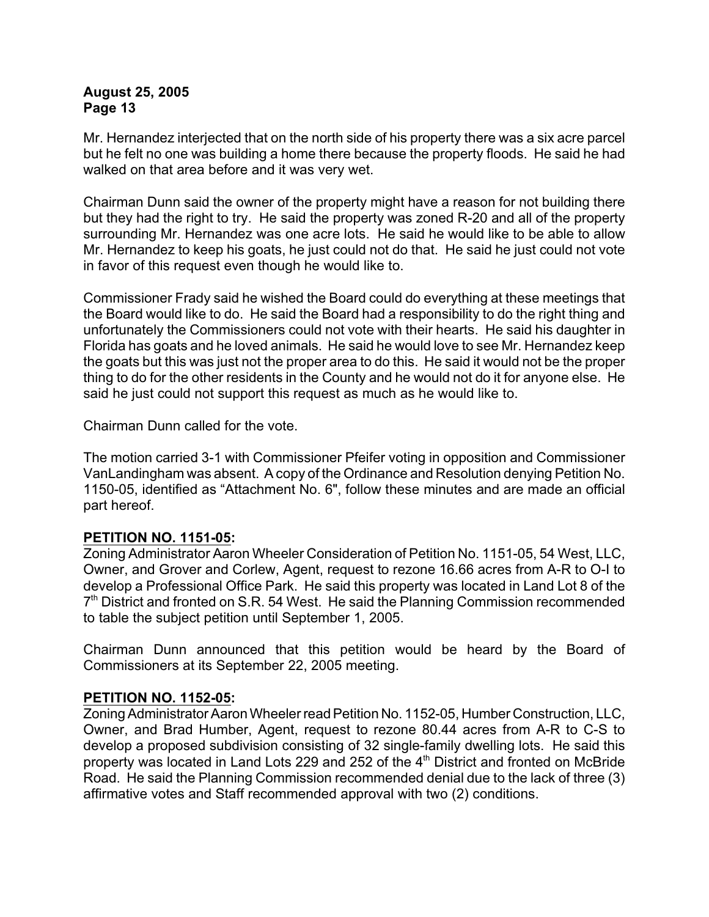Mr. Hernandez interjected that on the north side of his property there was a six acre parcel but he felt no one was building a home there because the property floods. He said he had walked on that area before and it was very wet.

Chairman Dunn said the owner of the property might have a reason for not building there but they had the right to try. He said the property was zoned R-20 and all of the property surrounding Mr. Hernandez was one acre lots. He said he would like to be able to allow Mr. Hernandez to keep his goats, he just could not do that. He said he just could not vote in favor of this request even though he would like to.

Commissioner Frady said he wished the Board could do everything at these meetings that the Board would like to do. He said the Board had a responsibility to do the right thing and unfortunately the Commissioners could not vote with their hearts. He said his daughter in Florida has goats and he loved animals. He said he would love to see Mr. Hernandez keep the goats but this was just not the proper area to do this. He said it would not be the proper thing to do for the other residents in the County and he would not do it for anyone else. He said he just could not support this request as much as he would like to.

Chairman Dunn called for the vote.

The motion carried 3-1 with Commissioner Pfeifer voting in opposition and Commissioner VanLandingham was absent. A copy of the Ordinance and Resolution denying Petition No. 1150-05, identified as "Attachment No. 6", follow these minutes and are made an official part hereof.

**PETITION NO. 1151-05:**

Zoning Administrator Aaron Wheeler Consideration of Petition No. 1151-05, 54 West, LLC, Owner, and Grover and Corlew, Agent, request to rezone 16.66 acres from A-R to O-I to develop a Professional Office Park. He said this property was located in Land Lot 8 of the 7th District and fronted on S.R. 54 West. He said the Planning Commission recommended to table the subject petition until September 1, 2005.

Chairman Dunn announced that this petition would be heard by the Board of Commissioners at its September 22, 2005 meeting.

**PETITION NO. 1152-05:**

Zoning Administrator Aaron Wheeler read Petition No. 1152-05, Humber Construction, LLC, Owner, and Brad Humber, Agent, request to rezone 80.44 acres from A-R to C-S to develop a proposed subdivision consisting of 32 single-family dwelling lots. He said this property was located in Land Lots 229 and 252 of the 4th District and fronted on McBride Road. He said the Planning Commission recommended denial due to the lack of three (3) affirmative votes and Staff recommended approval with two (2) conditions.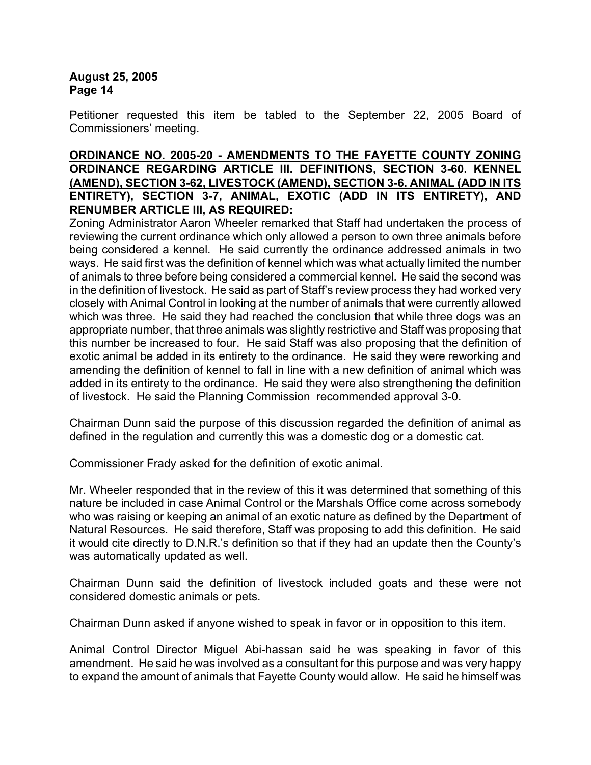Petitioner requested this item be tabled to the September 22, 2005 Board of Commissioners' meeting.

**ORDINANCE NO. 2005-20 - AMENDMENTS TO THE FAYETTE COUNTY ZONING ORDINANCE REGARDING ARTICLE III. DEFINITIONS, SECTION 3-60. KENNEL (AMEND), SECTION 3-62, LIVESTOCK (AMEND), SECTION 3-6. ANIMAL (ADD IN ITS ENTIRETY), SECTION 3-7, ANIMAL, EXOTIC (ADD IN ITS ENTIRETY), AND RENUMBER ARTICLE III, AS REQUIRED:**

Zoning Administrator Aaron Wheeler remarked that Staff had undertaken the process of reviewing the current ordinance which only allowed a person to own three animals before being considered a kennel. He said currently the ordinance addressed animals in two ways. He said first was the definition of kennel which was what actually limited the number of animals to three before being considered a commercial kennel. He said the second was in the definition of livestock. He said as part of Staff's review process they had worked very closely with Animal Control in looking at the number of animals that were currently allowed which was three. He said they had reached the conclusion that while three dogs was an appropriate number, that three animals was slightly restrictive and Staff was proposing that this number be increased to four. He said Staff was also proposing that the definition of exotic animal be added in its entirety to the ordinance. He said they were reworking and amending the definition of kennel to fall in line with a new definition of animal which was added in its entirety to the ordinance. He said they were also strengthening the definition of livestock. He said the Planning Commission recommended approval 3-0.

Chairman Dunn said the purpose of this discussion regarded the definition of animal as defined in the regulation and currently this was a domestic dog or a domestic cat.

Commissioner Frady asked for the definition of exotic animal.

Mr. Wheeler responded that in the review of this it was determined that something of this nature be included in case Animal Control or the Marshals Office come across somebody who was raising or keeping an animal of an exotic nature as defined by the Department of Natural Resources. He said therefore, Staff was proposing to add this definition. He said it would cite directly to D.N.R.'s definition so that if they had an update then the County's was automatically updated as well.

Chairman Dunn said the definition of livestock included goats and these were not considered domestic animals or pets.

Chairman Dunn asked if anyone wished to speak in favor or in opposition to this item.

Animal Control Director Miguel Abi-hassan said he was speaking in favor of this amendment. He said he was involved as a consultant for this purpose and was very happy to expand the amount of animals that Fayette County would allow. He said he himself was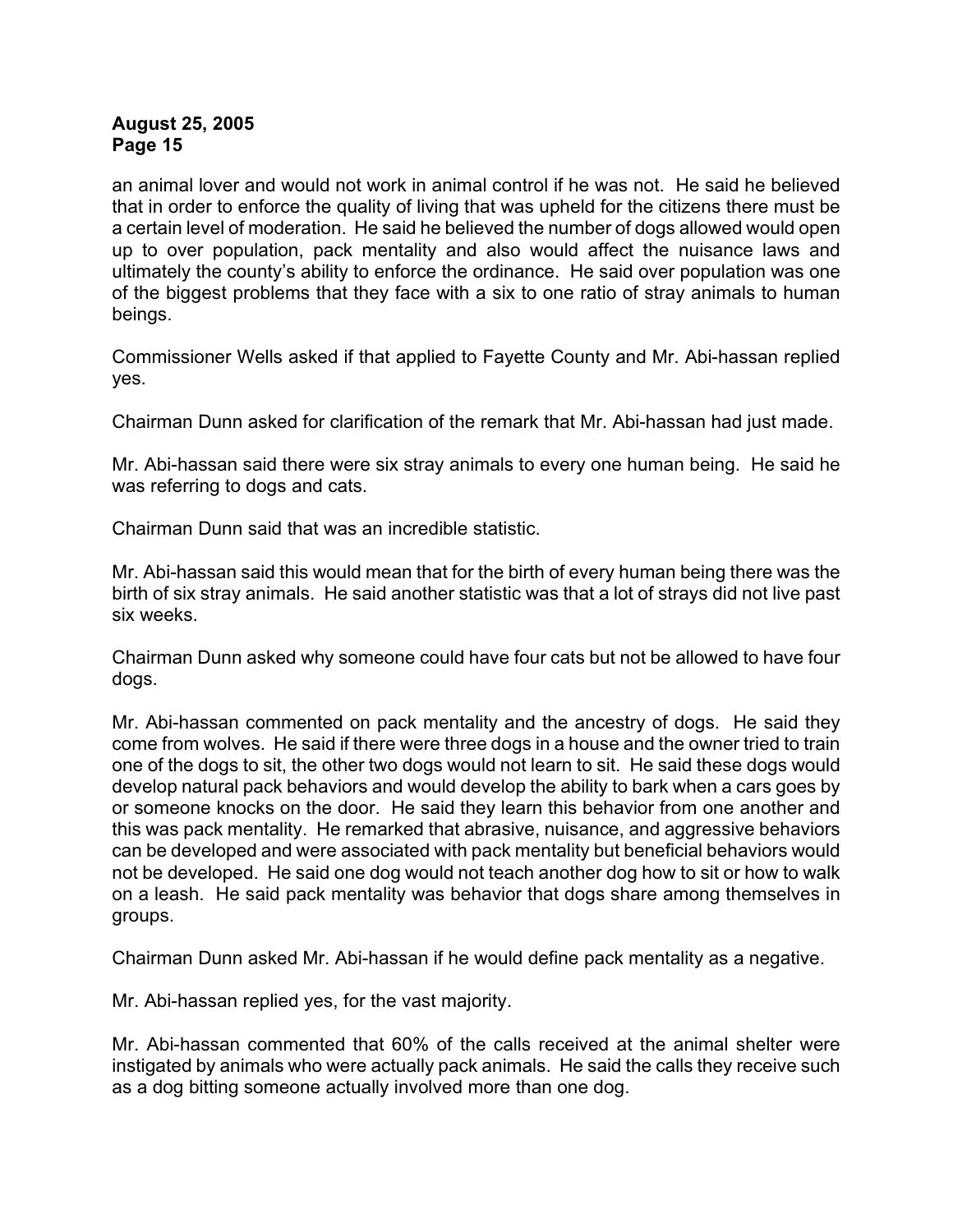an animal lover and would not work in animal control if he was not. He said he believed that in order to enforce the quality of living that was upheld for the citizens there must be a certain level of moderation. He said he believed the number of dogs allowed would open up to over population, pack mentality and also would affect the nuisance laws and ultimately the county's ability to enforce the ordinance. He said over population was one of the biggest problems that they face with a six to one ratio of stray animals to human beings.

Commissioner Wells asked if that applied to Fayette County and Mr. Abi-hassan replied yes.

Chairman Dunn asked for clarification of the remark that Mr. Abi-hassan had just made.

Mr. Abi-hassan said there were six stray animals to every one human being. He said he was referring to dogs and cats.

Chairman Dunn said that was an incredible statistic.

Mr. Abi-hassan said this would mean that for the birth of every human being there was the birth of six stray animals. He said another statistic was that a lot of strays did not live past six weeks.

Chairman Dunn asked why someone could have four cats but not be allowed to have four dogs.

Mr. Abi-hassan commented on pack mentality and the ancestry of dogs. He said they come from wolves. He said if there were three dogs in a house and the owner tried to train one of the dogs to sit, the other two dogs would not learn to sit. He said these dogs would develop natural pack behaviors and would develop the ability to bark when a cars goes by or someone knocks on the door. He said they learn this behavior from one another and this was pack mentality. He remarked that abrasive, nuisance, and aggressive behaviors can be developed and were associated with pack mentality but beneficial behaviors would not be developed. He said one dog would not teach another dog how to sit or how to walk on a leash. He said pack mentality was behavior that dogs share among themselves in groups.

Chairman Dunn asked Mr. Abi-hassan if he would define pack mentality as a negative.

Mr. Abi-hassan replied yes, for the vast majority.

Mr. Abi-hassan commented that 60% of the calls received at the animal shelter were instigated by animals who were actually pack animals. He said the calls they receive such as a dog bitting someone actually involved more than one dog.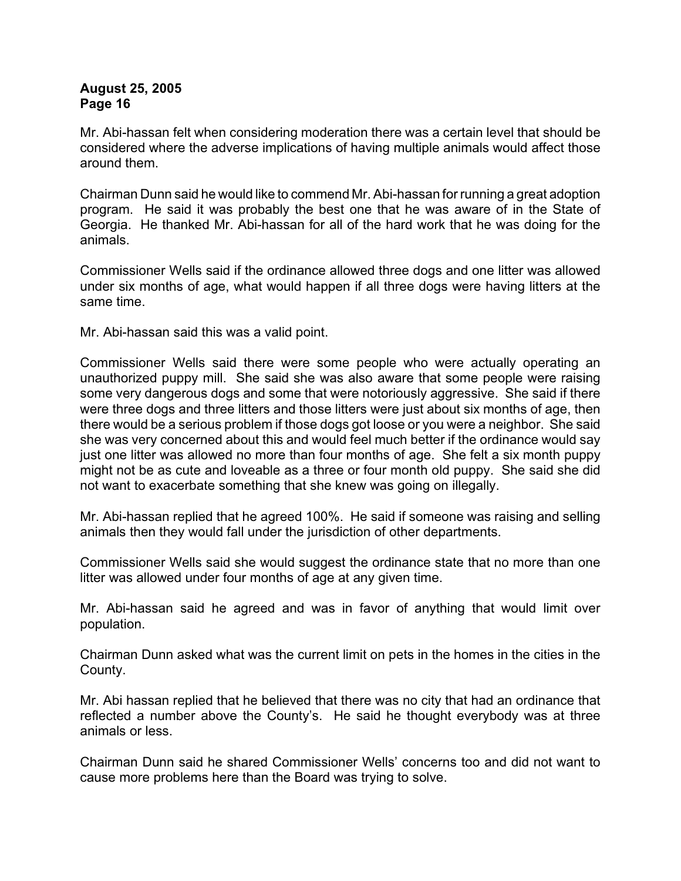Mr. Abi-hassan felt when considering moderation there was a certain level that should be considered where the adverse implications of having multiple animals would affect those around them.

Chairman Dunn said he would like to commend Mr. Abi-hassan for running a great adoption program. He said it was probably the best one that he was aware of in the State of Georgia. He thanked Mr. Abi-hassan for all of the hard work that he was doing for the animals.

Commissioner Wells said if the ordinance allowed three dogs and one litter was allowed under six months of age, what would happen if all three dogs were having litters at the same time.

Mr. Abi-hassan said this was a valid point.

Commissioner Wells said there were some people who were actually operating an unauthorized puppy mill. She said she was also aware that some people were raising some very dangerous dogs and some that were notoriously aggressive. She said if there were three dogs and three litters and those litters were just about six months of age, then there would be a serious problem if those dogs got loose or you were a neighbor. She said she was very concerned about this and would feel much better if the ordinance would say just one litter was allowed no more than four months of age. She felt a six month puppy might not be as cute and loveable as a three or four month old puppy. She said she did not want to exacerbate something that she knew was going on illegally.

Mr. Abi-hassan replied that he agreed 100%. He said if someone was raising and selling animals then they would fall under the jurisdiction of other departments.

Commissioner Wells said she would suggest the ordinance state that no more than one litter was allowed under four months of age at any given time.

Mr. Abi-hassan said he agreed and was in favor of anything that would limit over population.

Chairman Dunn asked what was the current limit on pets in the homes in the cities in the County.

Mr. Abi hassan replied that he believed that there was no city that had an ordinance that reflected a number above the County's. He said he thought everybody was at three animals or less.

Chairman Dunn said he shared Commissioner Wells' concerns too and did not want to cause more problems here than the Board was trying to solve.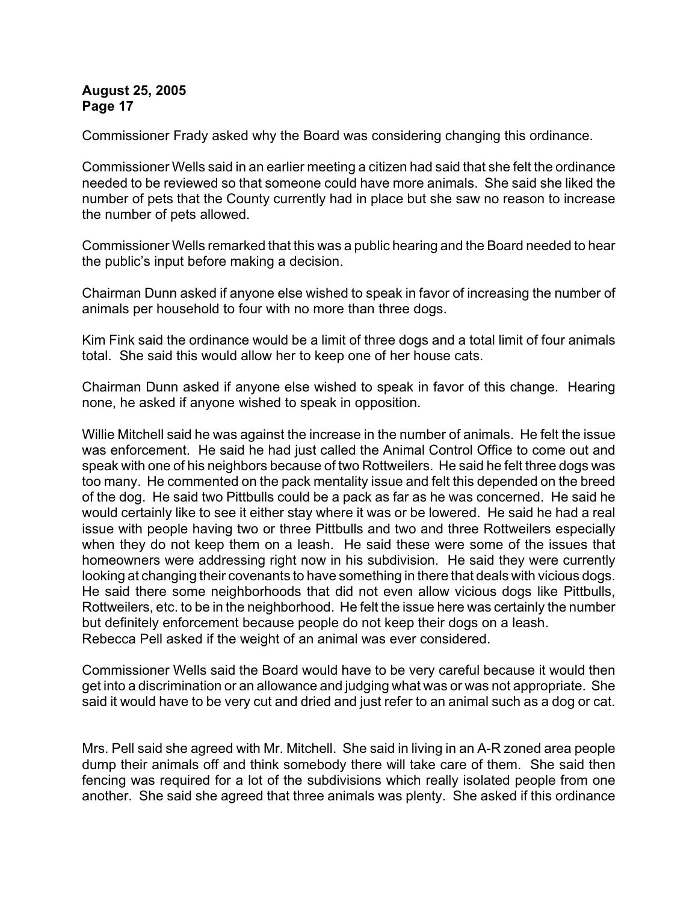Commissioner Frady asked why the Board was considering changing this ordinance.

Commissioner Wells said in an earlier meeting a citizen had said that she felt the ordinance needed to be reviewed so that someone could have more animals. She said she liked the number of pets that the County currently had in place but she saw no reason to increase the number of pets allowed.

Commissioner Wells remarked that this was a public hearing and the Board needed to hear the public's input before making a decision.

Chairman Dunn asked if anyone else wished to speak in favor of increasing the number of animals per household to four with no more than three dogs.

Kim Fink said the ordinance would be a limit of three dogs and a total limit of four animals total. She said this would allow her to keep one of her house cats.

Chairman Dunn asked if anyone else wished to speak in favor of this change. Hearing none, he asked if anyone wished to speak in opposition.

Willie Mitchell said he was against the increase in the number of animals. He felt the issue was enforcement. He said he had just called the Animal Control Office to come out and speak with one of his neighbors because of two Rottweilers. He said he felt three dogs was too many. He commented on the pack mentality issue and felt this depended on the breed of the dog. He said two Pittbulls could be a pack as far as he was concerned. He said he would certainly like to see it either stay where it was or be lowered. He said he had a real issue with people having two or three Pittbulls and two and three Rottweilers especially when they do not keep them on a leash. He said these were some of the issues that homeowners were addressing right now in his subdivision. He said they were currently looking at changing their covenants to have something in there that deals with vicious dogs. He said there some neighborhoods that did not even allow vicious dogs like Pittbulls, Rottweilers, etc. to be in the neighborhood. He felt the issue here was certainly the number but definitely enforcement because people do not keep their dogs on a leash.
Rebecca Pell asked if the weight of an animal was ever considered.

Commissioner Wells said the Board would have to be very careful because it would then get into a discrimination or an allowance and judging what was or was not appropriate. She said it would have to be very cut and dried and just refer to an animal such as a dog or cat.

Mrs. Pell said she agreed with Mr. Mitchell. She said in living in an A-R zoned area people dump their animals off and think somebody there will take care of them. She said then fencing was required for a lot of the subdivisions which really isolated people from one another. She said she agreed that three animals was plenty. She asked if this ordinance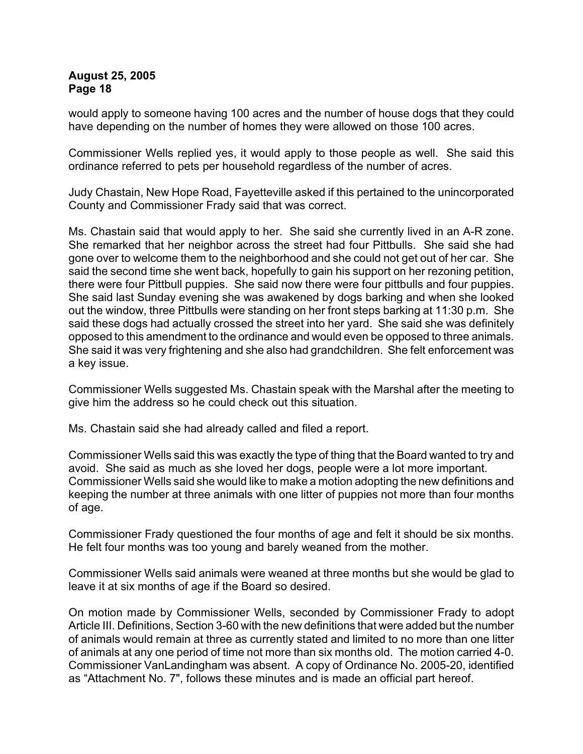would apply to someone having 100 acres and the number of house dogs that they could have depending on the number of homes they were allowed on those 100 acres.

Commissioner Wells replied yes, it would apply to those people as well. She said this ordinance referred to pets per household regardless of the number of acres.

Judy Chastain, New Hope Road, Fayetteville asked if this pertained to the unincorporated County and Commissioner Frady said that was correct.

Ms. Chastain said that would apply to her. She said she currently lived in an A-R zone. She remarked that her neighbor across the street had four Pittbulls. She said she had gone over to welcome them to the neighborhood and she could not get out of her car. She said the second time she went back, hopefully to gain his support on her rezoning petition, there were four Pittbull puppies. She said now there were four pittbulls and four puppies. She said last Sunday evening she was awakened by dogs barking and when she looked out the window, three Pittbulls were standing on her front steps barking at 11:30 p.m. She said these dogs had actually crossed the street into her yard. She said she was definitely opposed to this amendment to the ordinance and would even be opposed to three animals. She said it was very frightening and she also had grandchildren. She felt enforcement was a key issue.

Commissioner Wells suggested Ms. Chastain speak with the Marshal after the meeting to give him the address so he could check out this situation.

Ms. Chastain said she had already called and filed a report.

Commissioner Wells said this was exactly the type of thing that the Board wanted to try and avoid. She said as much as she loved her dogs, people were a lot more important. Commissioner Wells said she would like to make a motion adopting the new definitions and keeping the number at three animals with one litter of puppies not more than four months of age.

Commissioner Frady questioned the four months of age and felt it should be six months. He felt four months was too young and barely weaned from the mother.

Commissioner Wells said animals were weaned at three months but she would be glad to leave it at six months of age if the Board so desired.

On motion made by Commissioner Wells, seconded by Commissioner Frady to adopt Article III. Definitions, Section 3-60 with the new definitions that were added but the number of animals would remain at three as currently stated and limited to no more than one litter of animals at any one period of time not more than six months old. The motion carried 4-0. Commissioner VanLandingham was absent. A copy of Ordinance No. 2005-20, identified as "Attachment No. 7", follows these minutes and is made an official part hereof.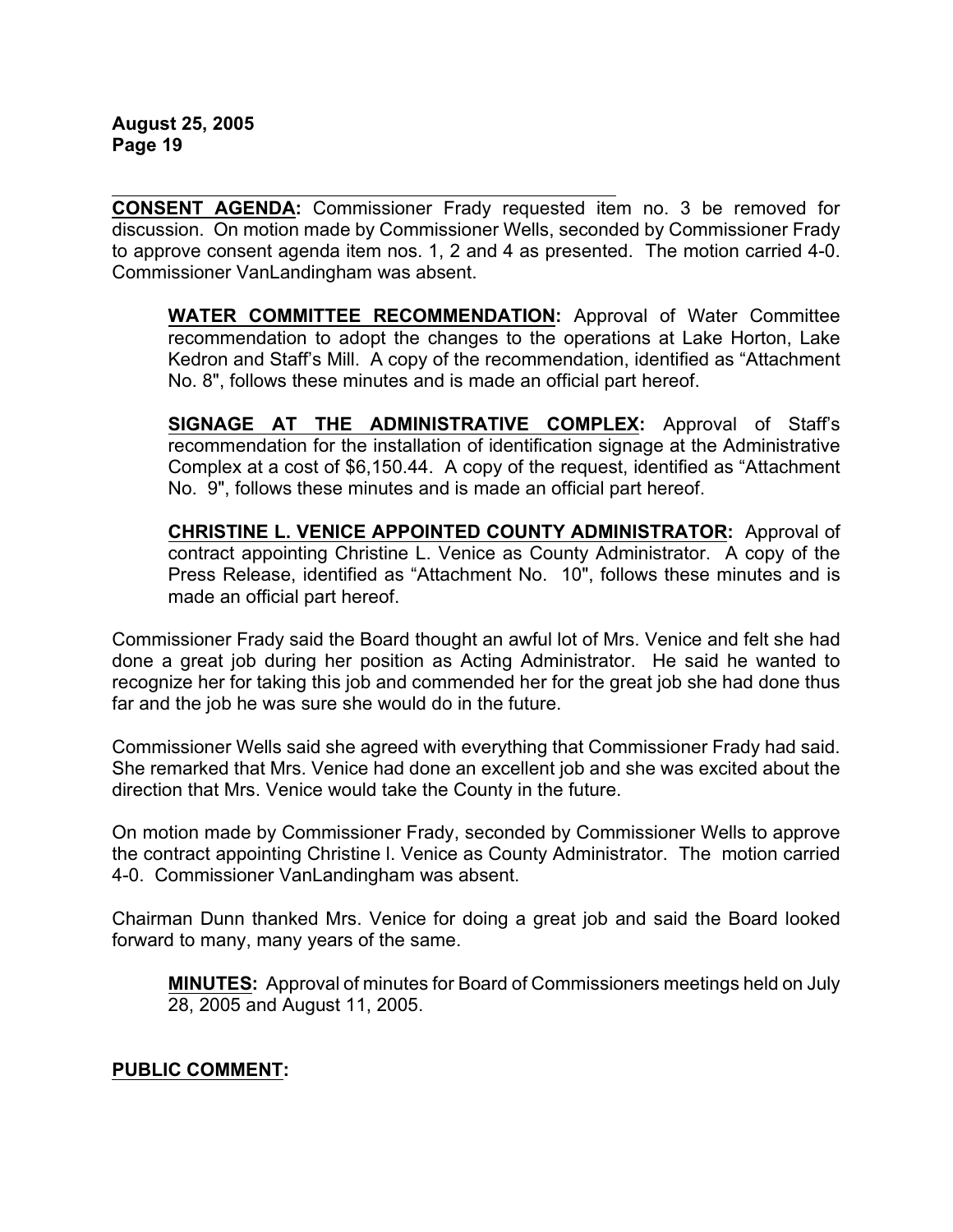**CONSENT AGENDA:** Commissioner Frady requested item no. 3 be removed for discussion. On motion made by Commissioner Wells, seconded by Commissioner Frady to approve consent agenda item nos. 1, 2 and 4 as presented. The motion carried 4-0. Commissioner VanLandingham was absent.

> **WATER COMMITTEE RECOMMENDATION:** Approval of Water Committee recommendation to adopt the changes to the operations at Lake Horton, Lake Kedron and Staff's Mill. A copy of the recommendation, identified as "Attachment No. 8", follows these minutes and is made an official part hereof.
>
> **SIGNAGE AT THE ADMINISTRATIVE COMPLEX:** Approval of Staff's recommendation for the installation of identification signage at the Administrative Complex at a cost of $6,150.44. A copy of the request, identified as "Attachment No. 9", follows these minutes and is made an official part hereof.
>
> **CHRISTINE L. VENICE APPOINTED COUNTY ADMINISTRATOR:** Approval of contract appointing Christine L. Venice as County Administrator. A copy of the Press Release, identified as "Attachment No. 10", follows these minutes and is made an official part hereof.

Commissioner Frady said the Board thought an awful lot of Mrs. Venice and felt she had done a great job during her position as Acting Administrator. He said he wanted to recognize her for taking this job and commended her for the great job she had done thus far and the job he was sure she would do in the future.

Commissioner Wells said she agreed with everything that Commissioner Frady had said. She remarked that Mrs. Venice had done an excellent job and she was excited about the direction that Mrs. Venice would take the County in the future.

On motion made by Commissioner Frady, seconded by Commissioner Wells to approve the contract appointing Christine l. Venice as County Administrator. The motion carried 4-0. Commissioner VanLandingham was absent.

Chairman Dunn thanked Mrs. Venice for doing a great job and said the Board looked forward to many, many years of the same.

> **MINUTES:** Approval of minutes for Board of Commissioners meetings held on July 28, 2005 and August 11, 2005.

**PUBLIC COMMENT:**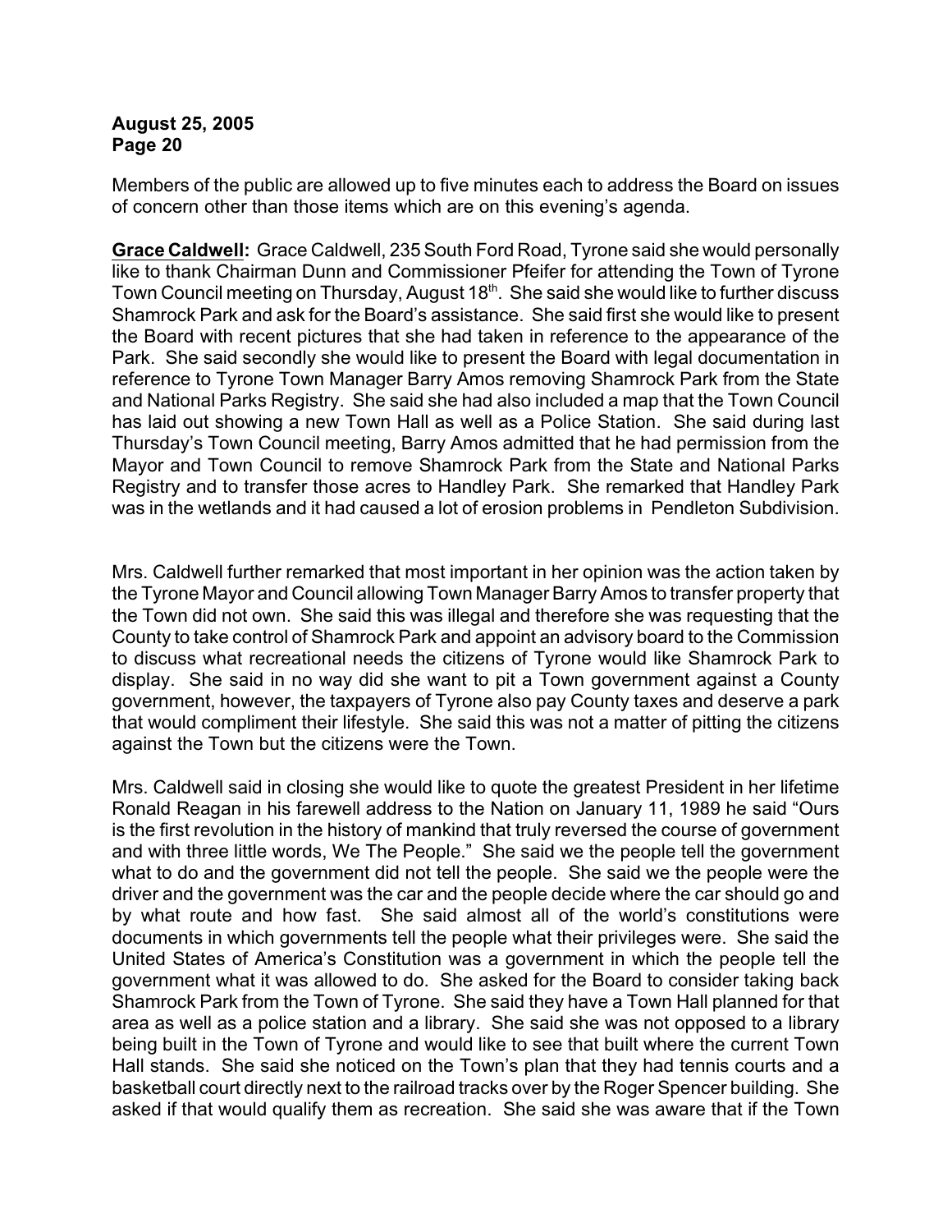Members of the public are allowed up to five minutes each to address the Board on issues of concern other than those items which are on this evening's agenda.

**Grace Caldwell:** Grace Caldwell, 235 South Ford Road, Tyrone said she would personally like to thank Chairman Dunn and Commissioner Pfeifer for attending the Town of Tyrone Town Council meeting on Thursday, August 18th. She said she would like to further discuss Shamrock Park and ask for the Board's assistance. She said first she would like to present the Board with recent pictures that she had taken in reference to the appearance of the Park. She said secondly she would like to present the Board with legal documentation in reference to Tyrone Town Manager Barry Amos removing Shamrock Park from the State and National Parks Registry. She said she had also included a map that the Town Council has laid out showing a new Town Hall as well as a Police Station. She said during last Thursday's Town Council meeting, Barry Amos admitted that he had permission from the Mayor and Town Council to remove Shamrock Park from the State and National Parks Registry and to transfer those acres to Handley Park. She remarked that Handley Park was in the wetlands and it had caused a lot of erosion problems in Pendleton Subdivision.

Mrs. Caldwell further remarked that most important in her opinion was the action taken by the Tyrone Mayor and Council allowing Town Manager Barry Amos to transfer property that the Town did not own. She said this was illegal and therefore she was requesting that the County to take control of Shamrock Park and appoint an advisory board to the Commission to discuss what recreational needs the citizens of Tyrone would like Shamrock Park to display. She said in no way did she want to pit a Town government against a County government, however, the taxpayers of Tyrone also pay County taxes and deserve a park that would compliment their lifestyle. She said this was not a matter of pitting the citizens against the Town but the citizens were the Town.

Mrs. Caldwell said in closing she would like to quote the greatest President in her lifetime Ronald Reagan in his farewell address to the Nation on January 11, 1989 he said "Ours is the first revolution in the history of mankind that truly reversed the course of government and with three little words, We The People." She said we the people tell the government what to do and the government did not tell the people. She said we the people were the driver and the government was the car and the people decide where the car should go and by what route and how fast. She said almost all of the world's constitutions were documents in which governments tell the people what their privileges were. She said the United States of America's Constitution was a government in which the people tell the government what it was allowed to do. She asked for the Board to consider taking back Shamrock Park from the Town of Tyrone. She said they have a Town Hall planned for that area as well as a police station and a library. She said she was not opposed to a library being built in the Town of Tyrone and would like to see that built where the current Town Hall stands. She said she noticed on the Town's plan that they had tennis courts and a basketball court directly next to the railroad tracks over by the Roger Spencer building. She asked if that would qualify them as recreation. She said she was aware that if the Town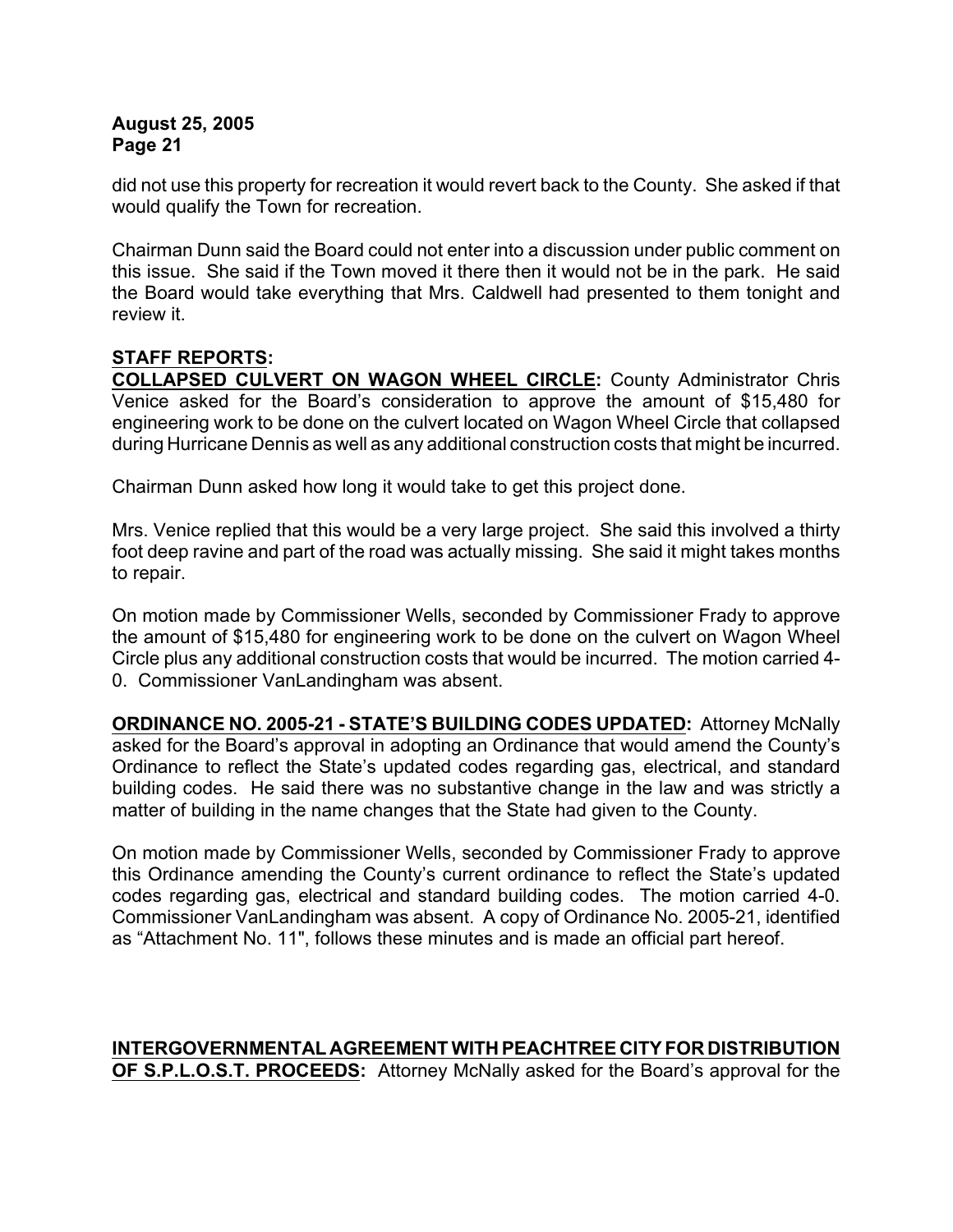did not use this property for recreation it would revert back to the County. She asked if that would qualify the Town for recreation.

Chairman Dunn said the Board could not enter into a discussion under public comment on this issue. She said if the Town moved it there then it would not be in the park. He said the Board would take everything that Mrs. Caldwell had presented to them tonight and review it.

**STAFF REPORTS:**

**COLLAPSED CULVERT ON WAGON WHEEL CIRCLE:** County Administrator Chris Venice asked for the Board's consideration to approve the amount of $15,480 for engineering work to be done on the culvert located on Wagon Wheel Circle that collapsed during Hurricane Dennis as well as any additional construction costs that might be incurred.

Chairman Dunn asked how long it would take to get this project done.

Mrs. Venice replied that this would be a very large project. She said this involved a thirty foot deep ravine and part of the road was actually missing. She said it might takes months to repair.

On motion made by Commissioner Wells, seconded by Commissioner Frady to approve the amount of $15,480 for engineering work to be done on the culvert on Wagon Wheel Circle plus any additional construction costs that would be incurred. The motion carried 4-0. Commissioner VanLandingham was absent.

**ORDINANCE NO. 2005-21 - STATE'S BUILDING CODES UPDATED:** Attorney McNally asked for the Board's approval in adopting an Ordinance that would amend the County's Ordinance to reflect the State's updated codes regarding gas, electrical, and standard building codes. He said there was no substantive change in the law and was strictly a matter of building in the name changes that the State had given to the County.

On motion made by Commissioner Wells, seconded by Commissioner Frady to approve this Ordinance amending the County's current ordinance to reflect the State's updated codes regarding gas, electrical and standard building codes. The motion carried 4-0. Commissioner VanLandingham was absent. A copy of Ordinance No. 2005-21, identified as "Attachment No. 11", follows these minutes and is made an official part hereof.

**INTERGOVERNMENTAL AGREEMENT WITH PEACHTREE CITY FOR DISTRIBUTION OF S.P.L.O.S.T. PROCEEDS:** Attorney McNally asked for the Board's approval for the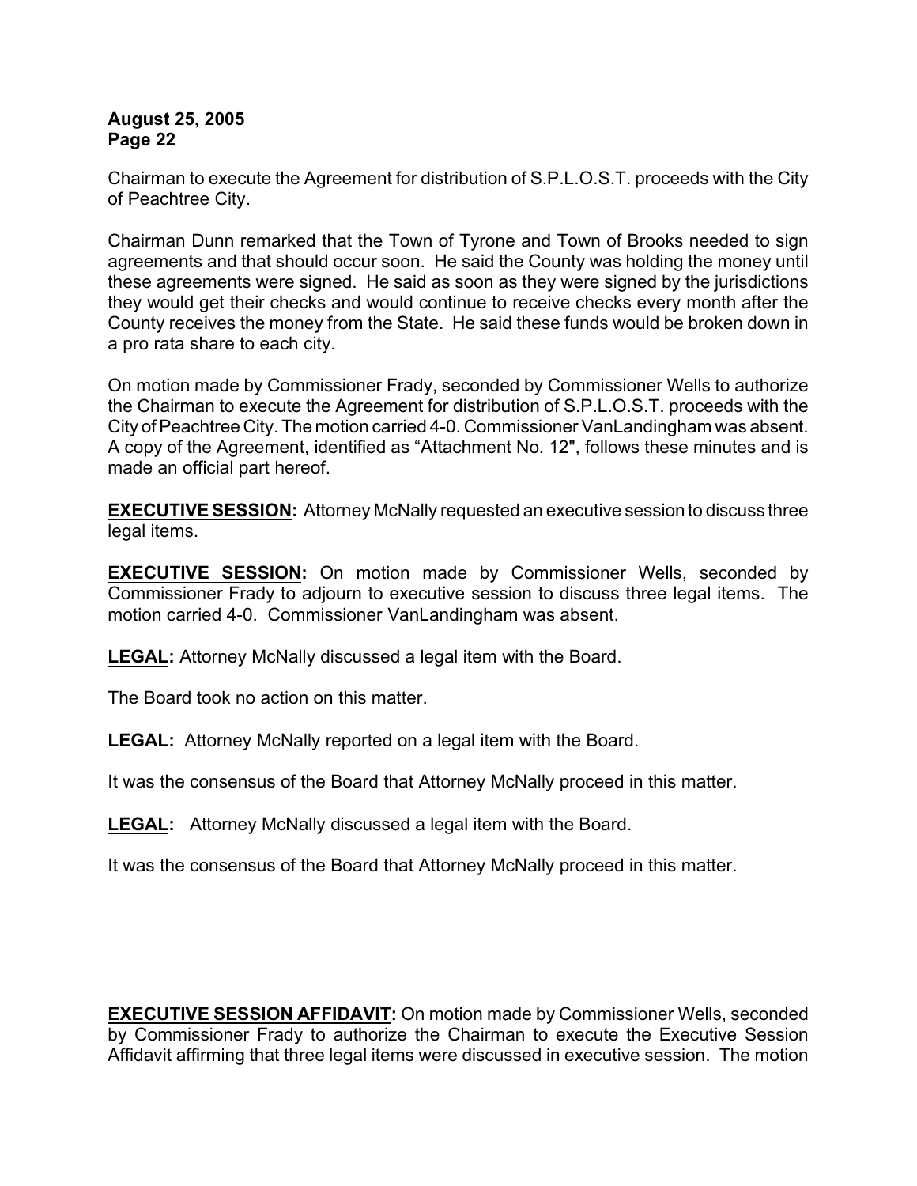Chairman to execute the Agreement for distribution of S.P.L.O.S.T. proceeds with the City of Peachtree City.

Chairman Dunn remarked that the Town of Tyrone and Town of Brooks needed to sign agreements and that should occur soon. He said the County was holding the money until these agreements were signed. He said as soon as they were signed by the jurisdictions they would get their checks and would continue to receive checks every month after the County receives the money from the State. He said these funds would be broken down in a pro rata share to each city.

On motion made by Commissioner Frady, seconded by Commissioner Wells to authorize the Chairman to execute the Agreement for distribution of S.P.L.O.S.T. proceeds with the City of Peachtree City. The motion carried 4-0. Commissioner VanLandingham was absent. A copy of the Agreement, identified as "Attachment No. 12", follows these minutes and is made an official part hereof.

**EXECUTIVE SESSION:** Attorney McNally requested an executive session to discuss three legal items.

**EXECUTIVE SESSION:** On motion made by Commissioner Wells, seconded by Commissioner Frady to adjourn to executive session to discuss three legal items. The motion carried 4-0. Commissioner VanLandingham was absent.

**LEGAL:** Attorney McNally discussed a legal item with the Board.

The Board took no action on this matter.

**LEGAL:** Attorney McNally reported on a legal item with the Board.

It was the consensus of the Board that Attorney McNally proceed in this matter.

**LEGAL:** Attorney McNally discussed a legal item with the Board.

It was the consensus of the Board that Attorney McNally proceed in this matter.

**EXECUTIVE SESSION AFFIDAVIT:** On motion made by Commissioner Wells, seconded by Commissioner Frady to authorize the Chairman to execute the Executive Session Affidavit affirming that three legal items were discussed in executive session. The motion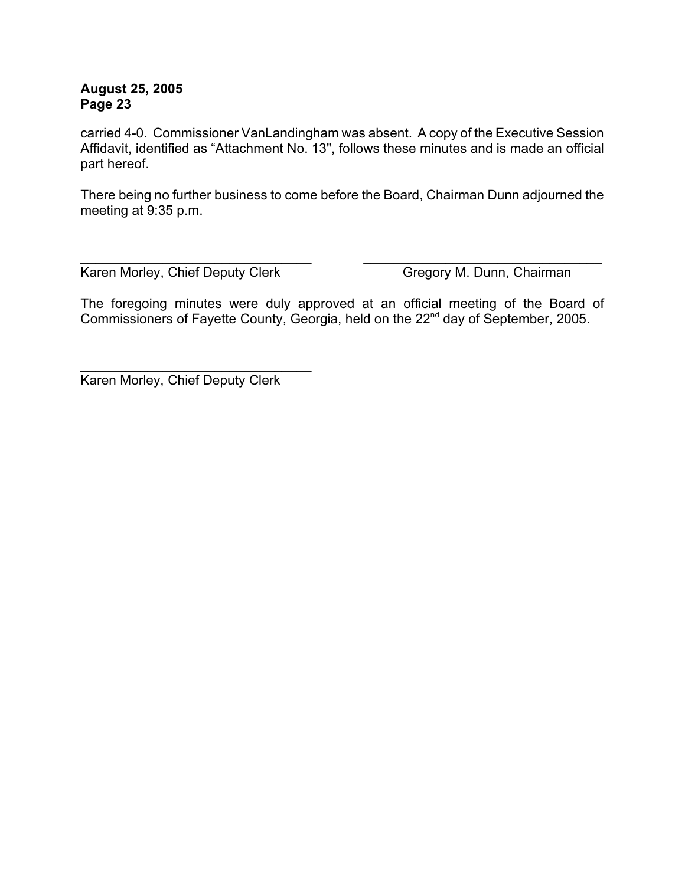carried 4-0. Commissioner VanLandingham was absent. A copy of the Executive Session Affidavit, identified as “Attachment No. 13", follows these minutes and is made an official part hereof.

There being no further business to come before the Board, Chairman Dunn adjourned the meeting at 9:35 p.m.

| | |
|---|---|
| ________________________________ | ________________________________ |
| Karen Morley, Chief Deputy Clerk | Gregory M. Dunn, Chairman |

The foregoing minutes were duly approved at an official meeting of the Board of Commissioners of Fayette County, Georgia, held on the 22nd day of September, 2005.

________________________________
Karen Morley, Chief Deputy Clerk